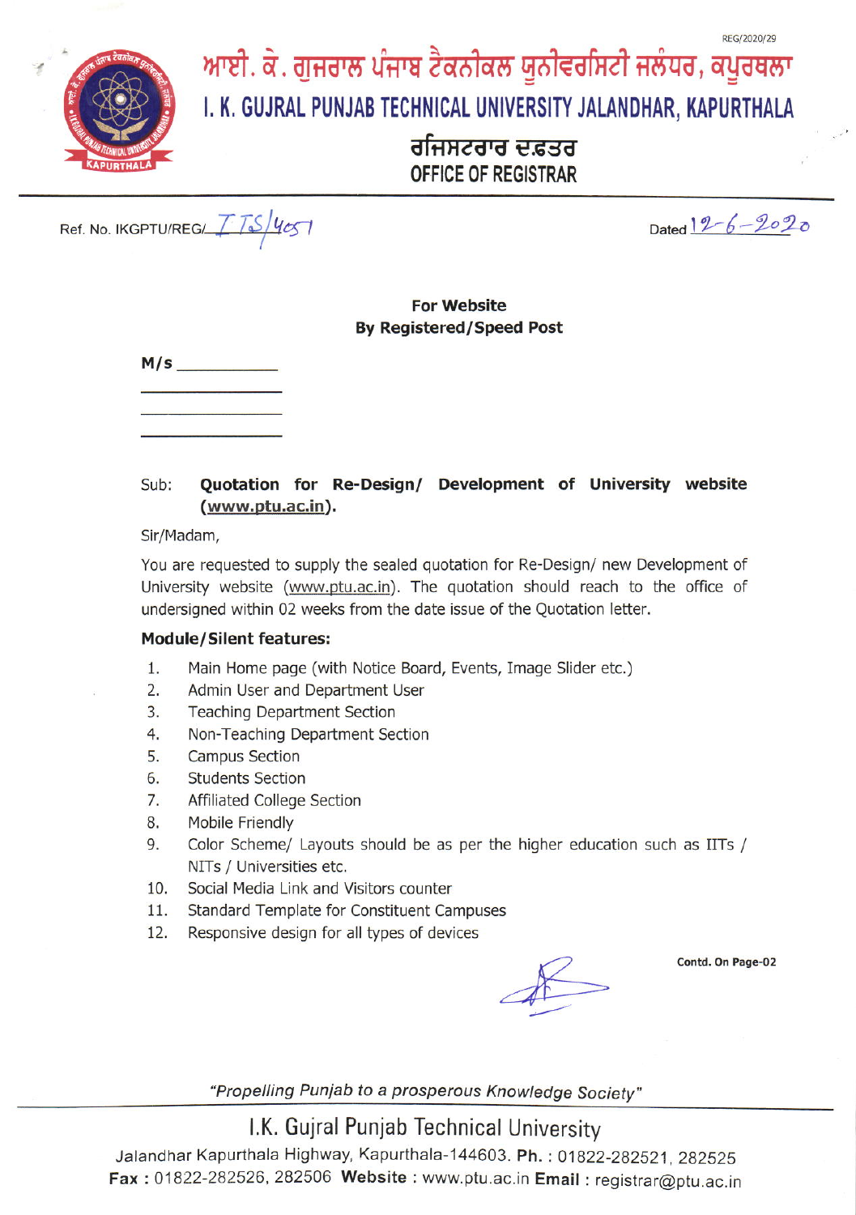REG/2020/29

# ਆਈ. ਕੇ. ਗੁਜਰਾਲ ਪੰਜਾਬ ਟੈਕਨੀਕਲ ਯੂਨੀਵਰਸਿਟੀ ਜਲੰਧਰ, ਕਪੂਰਥਲਾ

# I. K. GUJRAL PUNJAB TECHNICAL UNIVERSITY JALANDHAR, KAPURTHALA

## ਰਜਿਸਟਰਾਰ ਦਫ਼ਤਰ

## OFFICE OF REGISTRAR

Ref. No. IKGPTU/REG/ ITS/4051

Dated 12-6-2020

**For Website**
**By Registered/Speed Post**

**M/s** ___________

___________

___________

___________

Sub: **Quotation for Re-Design/ Development of University website (www.ptu.ac.in).**

Sir/Madam,

You are requested to supply the sealed quotation for Re-Design/ new Development of University website (www.ptu.ac.in). The quotation should reach to the office of undersigned within 02 weeks from the date issue of the Quotation letter.

**Module/Silent features:**

1. Main Home page (with Notice Board, Events, Image Slider etc.)
2. Admin User and Department User
3. Teaching Department Section
4. Non-Teaching Department Section
5. Campus Section
6. Students Section
7. Affiliated College Section
8. Mobile Friendly
9. Color Scheme/ Layouts should be as per the higher education such as IITs / NITs / Universities etc.
10. Social Media Link and Visitors counter
11. Standard Template for Constituent Campuses
12. Responsive design for all types of devices

**Contd. On Page-02**

*"Propelling Punjab to a prosperous Knowledge Society"*

I.K. Gujral Punjab Technical University
Jalandhar Kapurthala Highway, Kapurthala-144603. **Ph.** : 01822-282521, 282525
**Fax** : 01822-282526, 282506 **Website** : www.ptu.ac.in **Email** : registrar@ptu.ac.in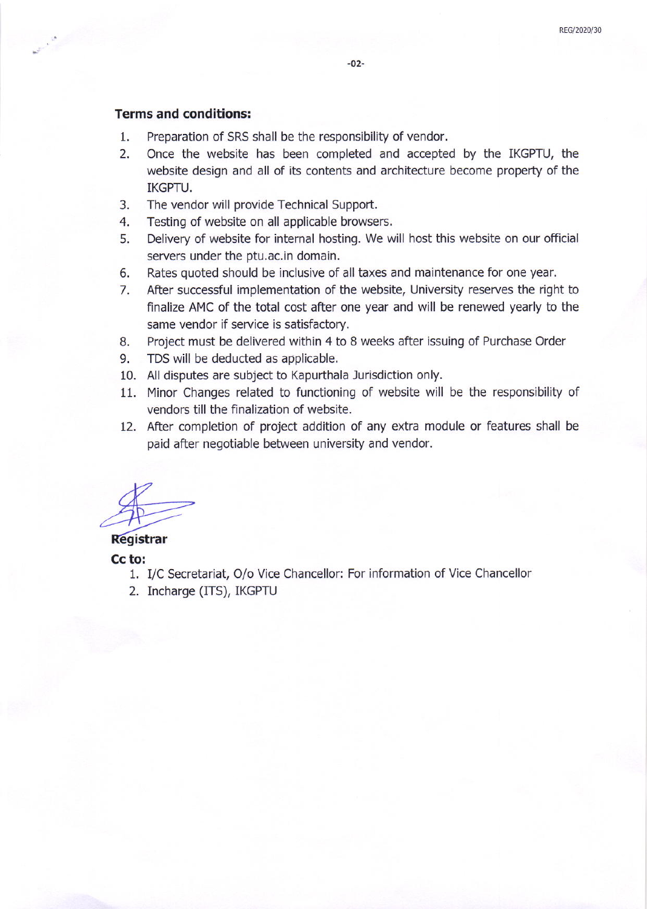**Terms and conditions:**

1. Preparation of SRS shall be the responsibility of vendor.
2. Once the website has been completed and accepted by the IKGPTU, the website design and all of its contents and architecture become property of the IKGPTU.
3. The vendor will provide Technical Support.
4. Testing of website on all applicable browsers.
5. Delivery of website for internal hosting. We will host this website on our official servers under the ptu.ac.in domain.
6. Rates quoted should be inclusive of all taxes and maintenance for one year.
7. After successful implementation of the website, University reserves the right to finalize AMC of the total cost after one year and will be renewed yearly to the same vendor if service is satisfactory.
8. Project must be delivered within 4 to 8 weeks after issuing of Purchase Order
9. TDS will be deducted as applicable.
10. All disputes are subject to Kapurthala Jurisdiction only.
11. Minor Changes related to functioning of website will be the responsibility of vendors till the finalization of website.
12. After completion of project addition of any extra module or features shall be paid after negotiable between university and vendor.

**Registrar**

**Cc to:**

1. I/C Secretariat, O/o Vice Chancellor: For information of Vice Chancellor
2. Incharge (ITS), IKGPTU